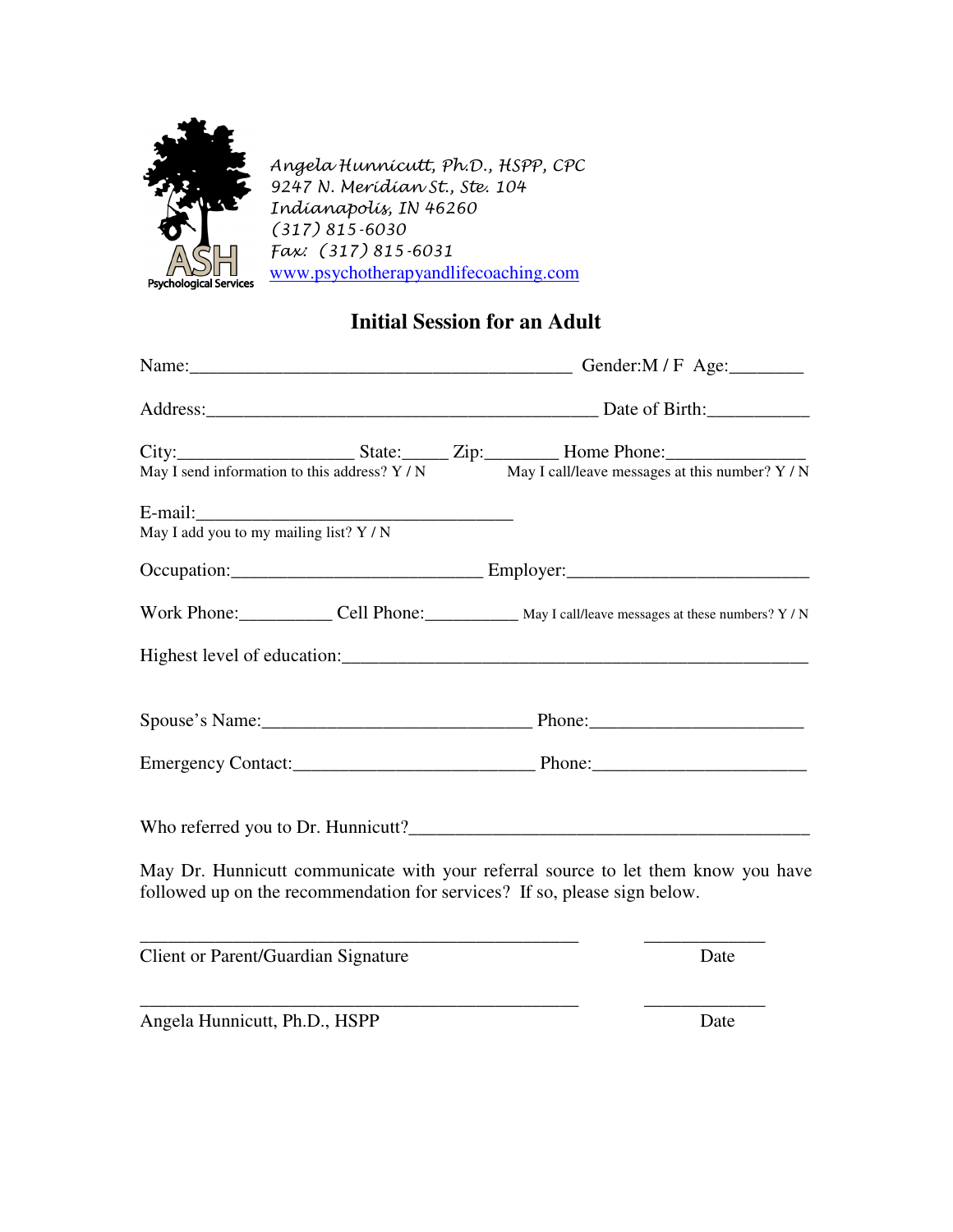ASH Psychological Services

Angela Hunnicutt, Ph.D., HSPP, CPC
9247 N. Meridian St., Ste. 104
Indianapolis, IN 46260
(317) 815-6030
Fax: (317) 815-6031
www.psychotherapyandlifecoaching.com

## Initial Session for an Adult

Name:_________________________________________ Gender:M / F Age:________

Address:___________________________________________ Date of Birth:___________

City:___________________ State:_____ Zip:________ Home Phone:_______________
May I send information to this address? Y / N May I call/leave messages at this number? Y / N

E-mail:___________________________________
May I add you to my mailing list? Y / N

Occupation:___________________________ Employer:__________________________

Work Phone:__________ Cell Phone:__________ May I call/leave messages at these numbers? Y / N

Highest level of education:___________________________________________________

Spouse's Name:_____________________________ Phone:_______________________

Emergency Contact:__________________________ Phone:_______________________

Who referred you to Dr. Hunnicutt?___________________________________________

May Dr. Hunnicutt communicate with your referral source to let them know you have followed up on the recommendation for services? If so, please sign below.

_______________________________________________ _____________
Client or Parent/Guardian Signature Date

_______________________________________________ _____________
Angela Hunnicutt, Ph.D., HSPP Date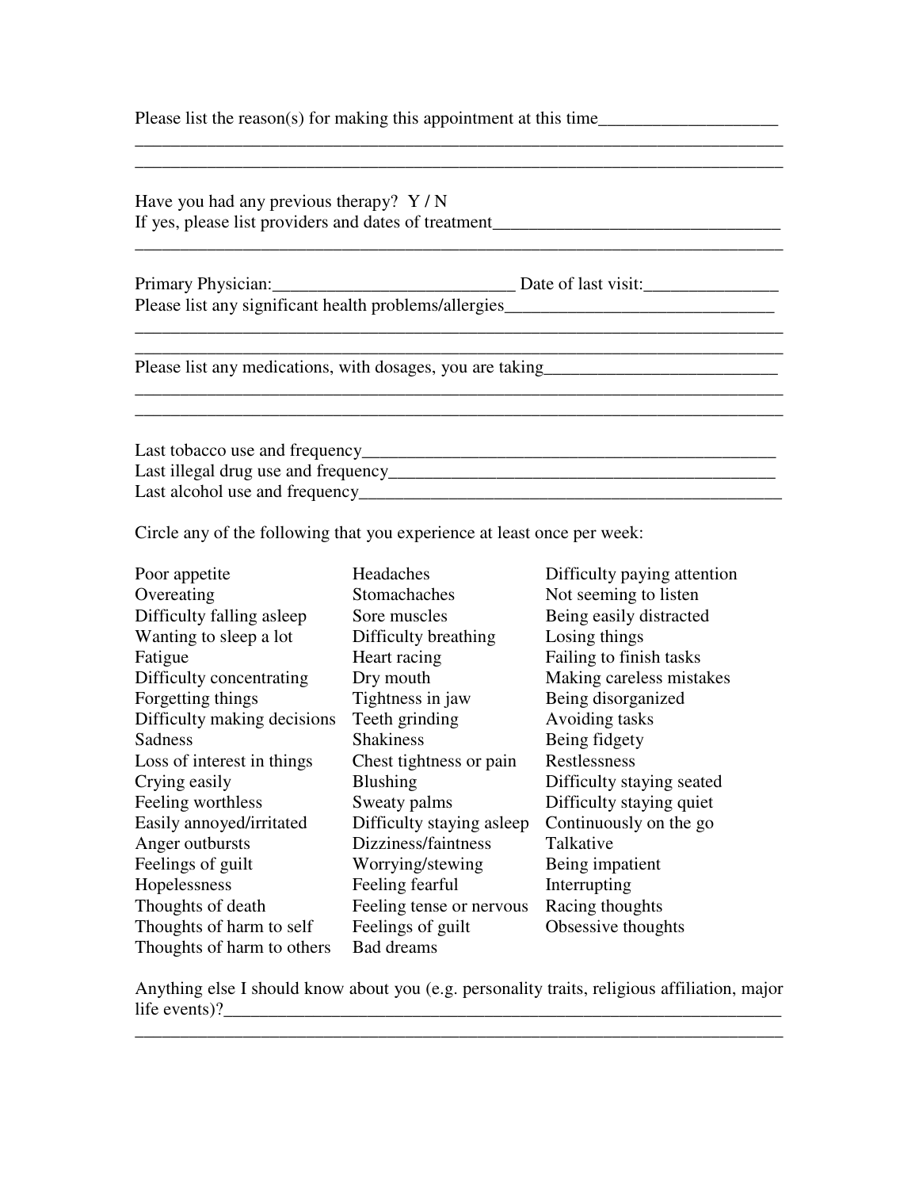Please list the reason(s) for making this appointment at this time____________________
___________________________________________________________________________
___________________________________________________________________________

Have you had any previous therapy?  Y / N
If yes, please list providers and dates of treatment________________________________
___________________________________________________________________________

Primary Physician:___________________________ Date of last visit:_______________
Please list any significant health problems/allergies______________________________
___________________________________________________________________________
___________________________________________________________________________

Please list any medications, with dosages, you are taking__________________________
___________________________________________________________________________
___________________________________________________________________________

Last tobacco use and frequency_________________________________________________
Last illegal drug use and frequency_____________________________________________
Last alcohol use and frequency_________________________________________________

Circle any of the following that you experience at least once per week:

| | | |
|---|---|---|
| Poor appetite | Headaches | Difficulty paying attention |
| Overeating | Stomachaches | Not seeming to listen |
| Difficulty falling asleep | Sore muscles | Being easily distracted |
| Wanting to sleep a lot | Difficulty breathing | Losing things |
| Fatigue | Heart racing | Failing to finish tasks |
| Difficulty concentrating | Dry mouth | Making careless mistakes |
| Forgetting things | Tightness in jaw | Being disorganized |
| Difficulty making decisions | Teeth grinding | Avoiding tasks |
| Sadness | Shakiness | Being fidgety |
| Loss of interest in things | Chest tightness or pain | Restlessness |
| Crying easily | Blushing | Difficulty staying seated |
| Feeling worthless | Sweaty palms | Difficulty staying quiet |
| Easily annoyed/irritated | Difficulty staying asleep | Continuously on the go |
| Anger outbursts | Dizziness/faintness | Talkative |
| Feelings of guilt | Worrying/stewing | Being impatient |
| Hopelessness | Feeling fearful | Interrupting |
| Thoughts of death | Feeling tense or nervous | Racing thoughts |
| Thoughts of harm to self | Feelings of guilt | Obsessive thoughts |
| Thoughts of harm to others | Bad dreams | |

Anything else I should know about you (e.g. personality traits, religious affiliation, major life events)?_________________________________________________________________
___________________________________________________________________________